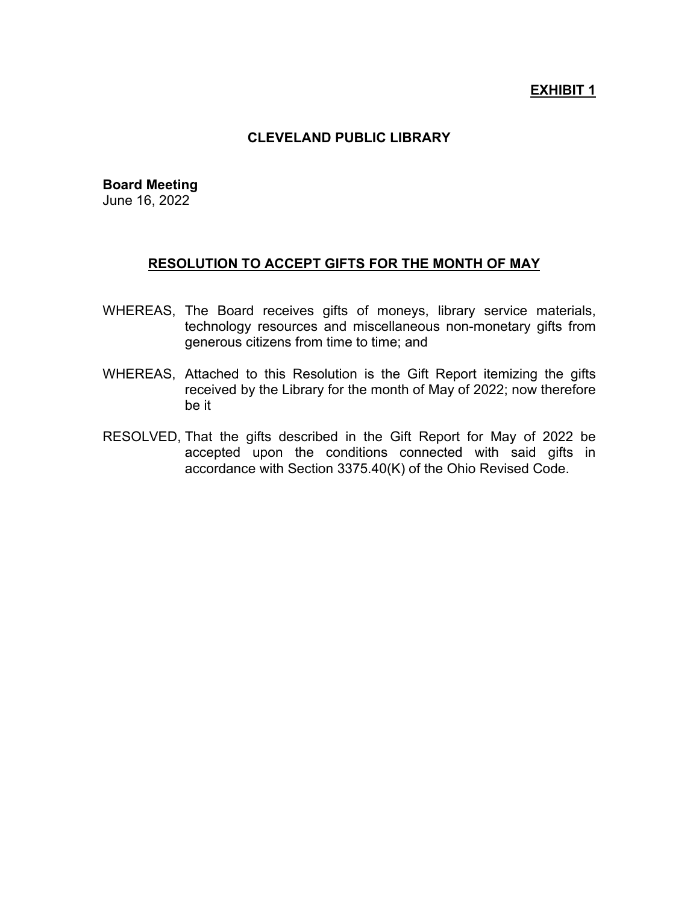**EXHIBIT 1**

## CLEVELAND PUBLIC LIBRARY

**Board Meeting**
June 16, 2022

### RESOLUTION TO ACCEPT GIFTS FOR THE MONTH OF MAY

WHEREAS, The Board receives gifts of moneys, library service materials, technology resources and miscellaneous non-monetary gifts from generous citizens from time to time; and

WHEREAS, Attached to this Resolution is the Gift Report itemizing the gifts received by the Library for the month of May of 2022; now therefore be it

RESOLVED, That the gifts described in the Gift Report for May of 2022 be accepted upon the conditions connected with said gifts in accordance with Section 3375.40(K) of the Ohio Revised Code.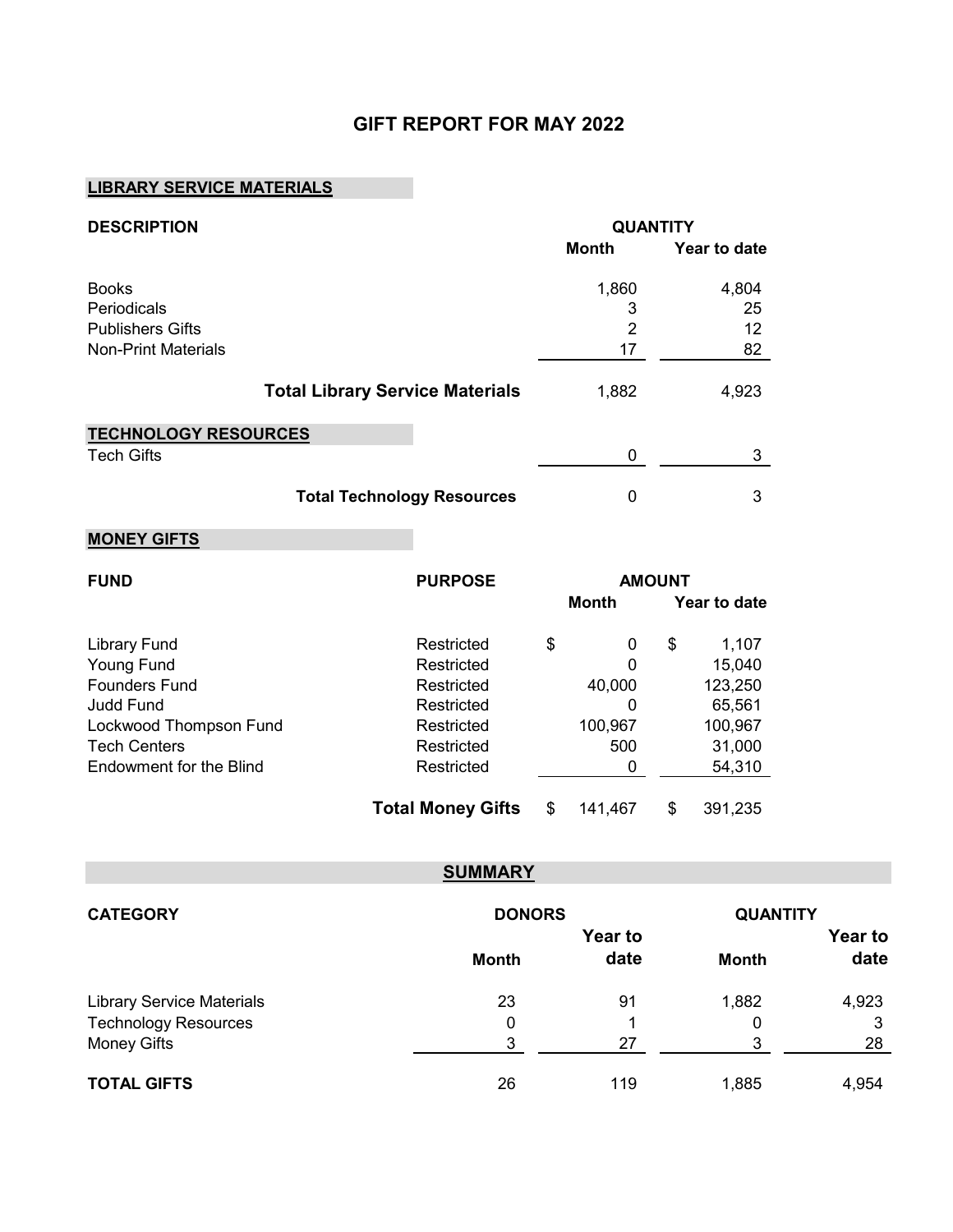# GIFT REPORT FOR MAY 2022

## LIBRARY SERVICE MATERIALS

| DESCRIPTION | QUANTITY | |
|---|---|---|
| | Month | Year to date |
| Books | 1,860 | 4,804 |
| Periodicals | 3 | 25 |
| Publishers Gifts | 2 | 12 |
| Non-Print Materials | 17 | 82 |
| **Total Library Service Materials** | 1,882 | 4,923 |

## TECHNOLOGY RESOURCES

| | Month | Year to date |
|---|---|---|
| Tech Gifts | 0 | 3 |
| **Total Technology Resources** | 0 | 3 |

## MONEY GIFTS

| FUND | PURPOSE | AMOUNT | |
|---|---|---|---|
| | | Month | Year to date |
| Library Fund | Restricted | $ 0 | $ 1,107 |
| Young Fund | Restricted | 0 | 15,040 |
| Founders Fund | Restricted | 40,000 | 123,250 |
| Judd Fund | Restricted | 0 | 65,561 |
| Lockwood Thompson Fund | Restricted | 100,967 | 100,967 |
| Tech Centers | Restricted | 500 | 31,000 |
| Endowment for the Blind | Restricted | 0 | 54,310 |
| | **Total Money Gifts** | $ 141,467 | $ 391,235 |

## SUMMARY

| CATEGORY | DONORS | | QUANTITY | |
|---|---|---|---|---|
| | Month | Year to date | Month | Year to date |
| Library Service Materials | 23 | 91 | 1,882 | 4,923 |
| Technology Resources | 0 | 1 | 0 | 3 |
| Money Gifts | 3 | 27 | 3 | 28 |
| **TOTAL GIFTS** | 26 | 119 | 1,885 | 4,954 |